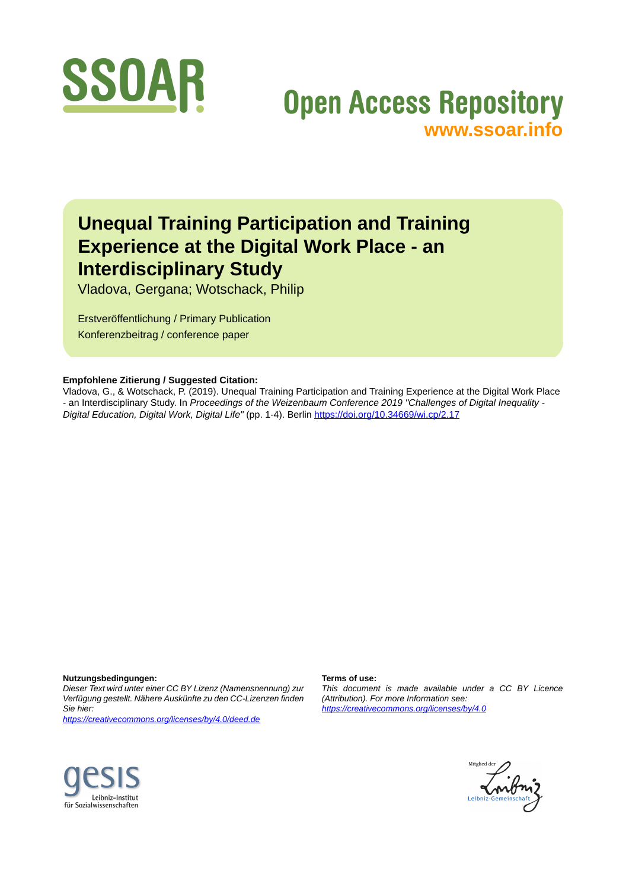SSOAR

Open Access Repository
www.ssoar.info

# Unequal Training Participation and Training Experience at the Digital Work Place - an Interdisciplinary Study

Vladova, Gergana; Wotschack, Philip

Erstveröffentlichung / Primary Publication
Konferenzbeitrag / conference paper

**Empfohlene Zitierung / Suggested Citation:**
Vladova, G., & Wotschack, P. (2019). Unequal Training Participation and Training Experience at the Digital Work Place - an Interdisciplinary Study. In *Proceedings of the Weizenbaum Conference 2019 "Challenges of Digital Inequality - Digital Education, Digital Work, Digital Life"* (pp. 1-4). Berlin https://doi.org/10.34669/wi.cp/2.17

**Nutzungsbedingungen:**
*Dieser Text wird unter einer CC BY Lizenz (Namensnennung) zur Verfügung gestellt. Nähere Auskünfte zu den CC-Lizenzen finden Sie hier:*
*https://creativecommons.org/licenses/by/4.0/deed.de*

**Terms of use:**
*This document is made available under a CC BY Licence (Attribution). For more Information see:*
*https://creativecommons.org/licenses/by/4.0*

gesis
Leibniz-Institut für Sozialwissenschaften

Mitglied der Leibniz-Gemeinschaft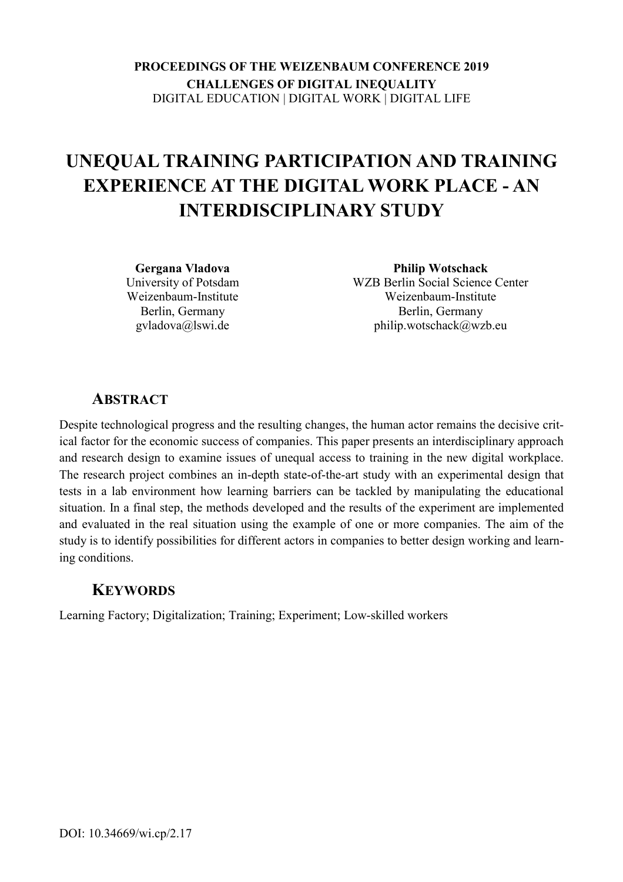**PROCEEDINGS OF THE WEIZENBAUM CONFERENCE 2019**
**CHALLENGES OF DIGITAL INEQUALITY**
DIGITAL EDUCATION | DIGITAL WORK | DIGITAL LIFE

# UNEQUAL TRAINING PARTICIPATION AND TRAINING EXPERIENCE AT THE DIGITAL WORK PLACE - AN INTERDISCIPLINARY STUDY

**Gergana Vladova**
University of Potsdam
Weizenbaum-Institute
Berlin, Germany
gvladova@lswi.de

**Philip Wotschack**
WZB Berlin Social Science Center
Weizenbaum-Institute
Berlin, Germany
philip.wotschack@wzb.eu

## ABSTRACT

Despite technological progress and the resulting changes, the human actor remains the decisive critical factor for the economic success of companies. This paper presents an interdisciplinary approach and research design to examine issues of unequal access to training in the new digital workplace. The research project combines an in-depth state-of-the-art study with an experimental design that tests in a lab environment how learning barriers can be tackled by manipulating the educational situation. In a final step, the methods developed and the results of the experiment are implemented and evaluated in the real situation using the example of one or more companies. The aim of the study is to identify possibilities for different actors in companies to better design working and learning conditions.

## KEYWORDS

Learning Factory; Digitalization; Training; Experiment; Low-skilled workers

DOI: 10.34669/wi.cp/2.17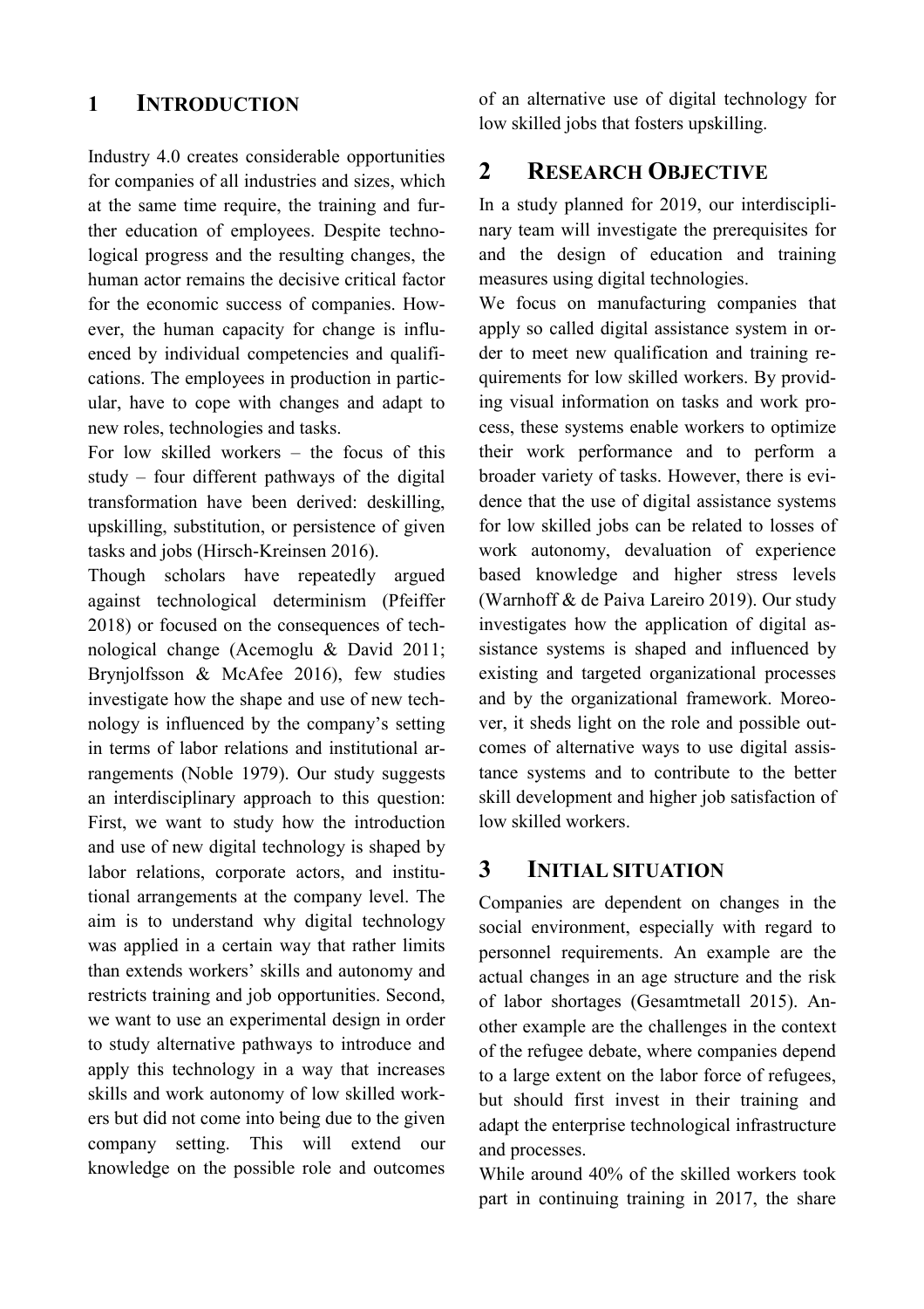## 1 INTRODUCTION

Industry 4.0 creates considerable opportunities for companies of all industries and sizes, which at the same time require, the training and further education of employees. Despite technological progress and the resulting changes, the human actor remains the decisive critical factor for the economic success of companies. However, the human capacity for change is influenced by individual competencies and qualifications. The employees in production in particular, have to cope with changes and adapt to new roles, technologies and tasks.

For low skilled workers – the focus of this study – four different pathways of the digital transformation have been derived: deskilling, upskilling, substitution, or persistence of given tasks and jobs (Hirsch-Kreinsen 2016).

Though scholars have repeatedly argued against technological determinism (Pfeiffer 2018) or focused on the consequences of technological change (Acemoglu & David 2011; Brynjolfsson & McAfee 2016), few studies investigate how the shape and use of new technology is influenced by the company's setting in terms of labor relations and institutional arrangements (Noble 1979). Our study suggests an interdisciplinary approach to this question: First, we want to study how the introduction and use of new digital technology is shaped by labor relations, corporate actors, and institutional arrangements at the company level. The aim is to understand why digital technology was applied in a certain way that rather limits than extends workers' skills and autonomy and restricts training and job opportunities. Second, we want to use an experimental design in order to study alternative pathways to introduce and apply this technology in a way that increases skills and work autonomy of low skilled workers but did not come into being due to the given company setting. This will extend our knowledge on the possible role and outcomes of an alternative use of digital technology for low skilled jobs that fosters upskilling.

## 2 RESEARCH OBJECTIVE

In a study planned for 2019, our interdisciplinary team will investigate the prerequisites for and the design of education and training measures using digital technologies.

We focus on manufacturing companies that apply so called digital assistance system in order to meet new qualification and training requirements for low skilled workers. By providing visual information on tasks and work process, these systems enable workers to optimize their work performance and to perform a broader variety of tasks. However, there is evidence that the use of digital assistance systems for low skilled jobs can be related to losses of work autonomy, devaluation of experience based knowledge and higher stress levels (Warnhoff & de Paiva Lareiro 2019). Our study investigates how the application of digital assistance systems is shaped and influenced by existing and targeted organizational processes and by the organizational framework. Moreover, it sheds light on the role and possible outcomes of alternative ways to use digital assistance systems and to contribute to the better skill development and higher job satisfaction of low skilled workers.

## 3 INITIAL SITUATION

Companies are dependent on changes in the social environment, especially with regard to personnel requirements. An example are the actual changes in an age structure and the risk of labor shortages (Gesamtmetall 2015). Another example are the challenges in the context of the refugee debate, where companies depend to a large extent on the labor force of refugees, but should first invest in their training and adapt the enterprise technological infrastructure and processes.

While around 40% of the skilled workers took part in continuing training in 2017, the share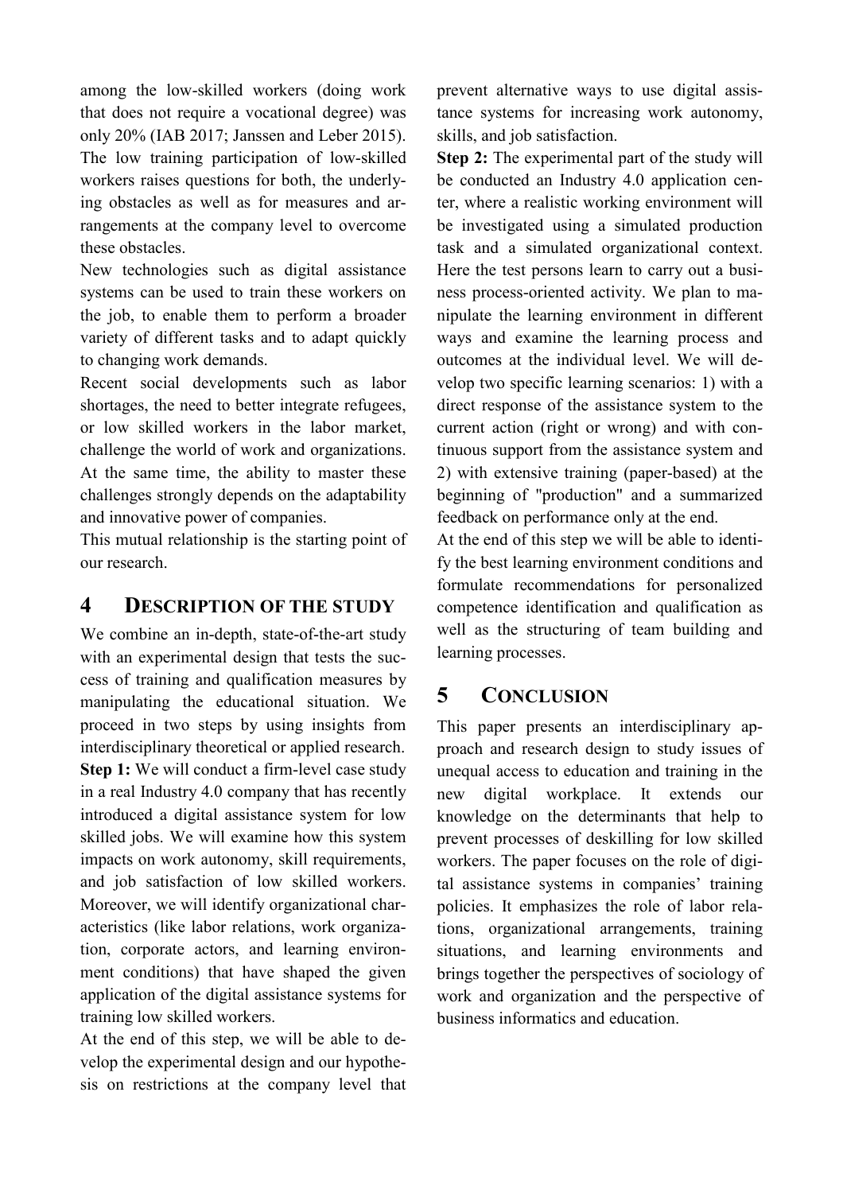among the low-skilled workers (doing work that does not require a vocational degree) was only 20% (IAB 2017; Janssen and Leber 2015). The low training participation of low-skilled workers raises questions for both, the underlying obstacles as well as for measures and arrangements at the company level to overcome these obstacles.

New technologies such as digital assistance systems can be used to train these workers on the job, to enable them to perform a broader variety of different tasks and to adapt quickly to changing work demands.

Recent social developments such as labor shortages, the need to better integrate refugees, or low skilled workers in the labor market, challenge the world of work and organizations. At the same time, the ability to master these challenges strongly depends on the adaptability and innovative power of companies.

This mutual relationship is the starting point of our research.

# 4 DESCRIPTION OF THE STUDY

We combine an in-depth, state-of-the-art study with an experimental design that tests the success of training and qualification measures by manipulating the educational situation. We proceed in two steps by using insights from interdisciplinary theoretical or applied research.

**Step 1:** We will conduct a firm-level case study in a real Industry 4.0 company that has recently introduced a digital assistance system for low skilled jobs. We will examine how this system impacts on work autonomy, skill requirements, and job satisfaction of low skilled workers. Moreover, we will identify organizational characteristics (like labor relations, work organization, corporate actors, and learning environment conditions) that have shaped the given application of the digital assistance systems for training low skilled workers.

At the end of this step, we will be able to develop the experimental design and our hypothesis on restrictions at the company level that prevent alternative ways to use digital assistance systems for increasing work autonomy, skills, and job satisfaction.

**Step 2:** The experimental part of the study will be conducted an Industry 4.0 application center, where a realistic working environment will be investigated using a simulated production task and a simulated organizational context. Here the test persons learn to carry out a business process-oriented activity. We plan to manipulate the learning environment in different ways and examine the learning process and outcomes at the individual level. We will develop two specific learning scenarios: 1) with a direct response of the assistance system to the current action (right or wrong) and with continuous support from the assistance system and 2) with extensive training (paper-based) at the beginning of "production" and a summarized feedback on performance only at the end.

At the end of this step we will be able to identify the best learning environment conditions and formulate recommendations for personalized competence identification and qualification as well as the structuring of team building and learning processes.

# 5 CONCLUSION

This paper presents an interdisciplinary approach and research design to study issues of unequal access to education and training in the new digital workplace. It extends our knowledge on the determinants that help to prevent processes of deskilling for low skilled workers. The paper focuses on the role of digital assistance systems in companies' training policies. It emphasizes the role of labor relations, organizational arrangements, training situations, and learning environments and brings together the perspectives of sociology of work and organization and the perspective of business informatics and education.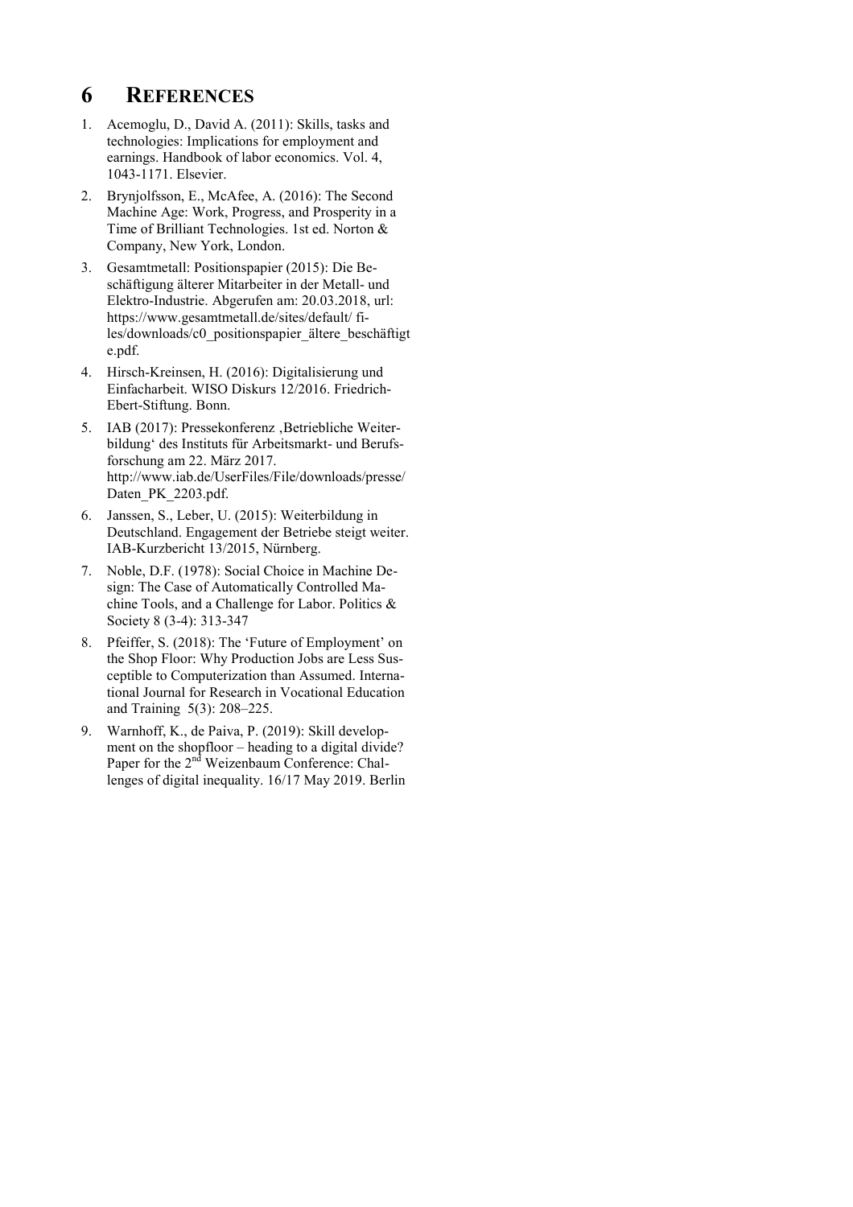# 6 REFERENCES

1. Acemoglu, D., David A. (2011): Skills, tasks and technologies: Implications for employment and earnings. Handbook of labor economics. Vol. 4, 1043-1171. Elsevier.

2. Brynjolfsson, E., McAfee, A. (2016): The Second Machine Age: Work, Progress, and Prosperity in a Time of Brilliant Technologies. 1st ed. Norton & Company, New York, London.

3. Gesamtmetall: Positionspapier (2015): Die Beschäftigung älterer Mitarbeiter in der Metall- und Elektro-Industrie. Abgerufen am: 20.03.2018, url: https://www.gesamtmetall.de/sites/default/ files/downloads/c0_positionspapier_ältere_beschäftigte.pdf.

4. Hirsch-Kreinsen, H. (2016): Digitalisierung und Einfacharbeit. WISO Diskurs 12/2016. Friedrich-Ebert-Stiftung. Bonn.

5. IAB (2017): Pressekonferenz ‚Betriebliche Weiterbildung' des Instituts für Arbeitsmarkt- und Berufsforschung am 22. März 2017. http://www.iab.de/UserFiles/File/downloads/presse/Daten_PK_2203.pdf.

6. Janssen, S., Leber, U. (2015): Weiterbildung in Deutschland. Engagement der Betriebe steigt weiter. IAB-Kurzbericht 13/2015, Nürnberg.

7. Noble, D.F. (1978): Social Choice in Machine Design: The Case of Automatically Controlled Machine Tools, and a Challenge for Labor. Politics & Society 8 (3-4): 313-347

8. Pfeiffer, S. (2018): The 'Future of Employment' on the Shop Floor: Why Production Jobs are Less Susceptible to Computerization than Assumed. International Journal for Research in Vocational Education and Training 5(3): 208–225.

9. Warnhoff, K., de Paiva, P. (2019): Skill development on the shopfloor – heading to a digital divide? Paper for the 2nd Weizenbaum Conference: Challenges of digital inequality. 16/17 May 2019. Berlin